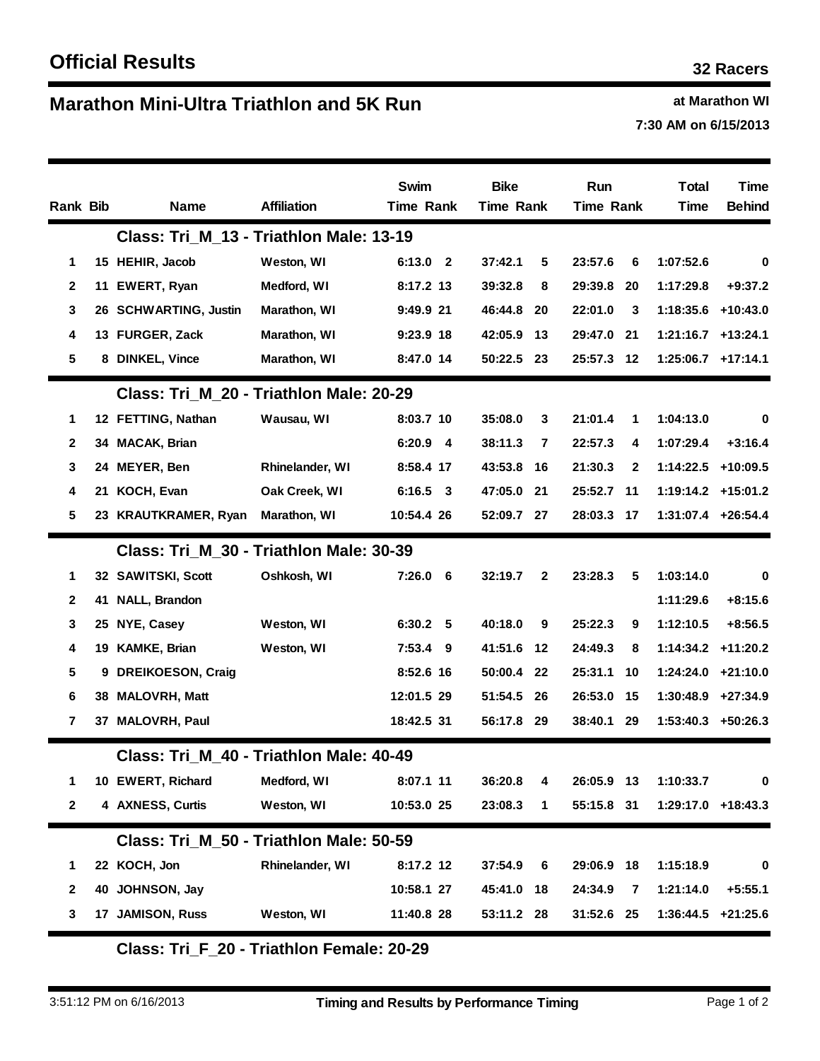# Official Results

**32 Racers**

## Marathon Mini-Ultra Triathlon and 5K Run

**at Marathon WI**
**7:30 AM on 6/15/2013**

| Rank | Bib | Name | Affiliation | Swim Time | Swim Rank | Bike Time | Bike Rank | Run Time | Run Rank | Total Time | Time Behind |
|---|---|---|---|---|---|---|---|---|---|---|---|
| | | **Class: Tri_M_13 - Triathlon Male: 13-19** | | | | | | | | | |
| 1 | 15 | HEHIR, Jacob | Weston, WI | 6:13.0 | 2 | 37:42.1 | 5 | 23:57.6 | 6 | 1:07:52.6 | 0 |
| 2 | 11 | EWERT, Ryan | Medford, WI | 8:17.2 | 13 | 39:32.8 | 8 | 29:39.8 | 20 | 1:17:29.8 | +9:37.2 |
| 3 | 26 | SCHWARTING, Justin | Marathon, WI | 9:49.9 | 21 | 46:44.8 | 20 | 22:01.0 | 3 | 1:18:35.6 | +10:43.0 |
| 4 | 13 | FURGER, Zack | Marathon, WI | 9:23.9 | 18 | 42:05.9 | 13 | 29:47.0 | 21 | 1:21:16.7 | +13:24.1 |
| 5 | 8 | DINKEL, Vince | Marathon, WI | 8:47.0 | 14 | 50:22.5 | 23 | 25:57.3 | 12 | 1:25:06.7 | +17:14.1 |
| | | **Class: Tri_M_20 - Triathlon Male: 20-29** | | | | | | | | | |
| 1 | 12 | FETTING, Nathan | Wausau, WI | 8:03.7 | 10 | 35:08.0 | 3 | 21:01.4 | 1 | 1:04:13.0 | 0 |
| 2 | 34 | MACAK, Brian | | 6:20.9 | 4 | 38:11.3 | 7 | 22:57.3 | 4 | 1:07:29.4 | +3:16.4 |
| 3 | 24 | MEYER, Ben | Rhinelander, WI | 8:58.4 | 17 | 43:53.8 | 16 | 21:30.3 | 2 | 1:14:22.5 | +10:09.5 |
| 4 | 21 | KOCH, Evan | Oak Creek, WI | 6:16.5 | 3 | 47:05.0 | 21 | 25:52.7 | 11 | 1:19:14.2 | +15:01.2 |
| 5 | 23 | KRAUTKRAMER, Ryan | Marathon, WI | 10:54.4 | 26 | 52:09.7 | 27 | 28:03.3 | 17 | 1:31:07.4 | +26:54.4 |
| | | **Class: Tri_M_30 - Triathlon Male: 30-39** | | | | | | | | | |
| 1 | 32 | SAWITSKI, Scott | Oshkosh, WI | 7:26.0 | 6 | 32:19.7 | 2 | 23:28.3 | 5 | 1:03:14.0 | 0 |
| 2 | 41 | NALL, Brandon | | | | | | | | 1:11:29.6 | +8:15.6 |
| 3 | 25 | NYE, Casey | Weston, WI | 6:30.2 | 5 | 40:18.0 | 9 | 25:22.3 | 9 | 1:12:10.5 | +8:56.5 |
| 4 | 19 | KAMKE, Brian | Weston, WI | 7:53.4 | 9 | 41:51.6 | 12 | 24:49.3 | 8 | 1:14:34.2 | +11:20.2 |
| 5 | 9 | DREIKOESON, Craig | | 8:52.6 | 16 | 50:00.4 | 22 | 25:31.1 | 10 | 1:24:24.0 | +21:10.0 |
| 6 | 38 | MALOVRH, Matt | | 12:01.5 | 29 | 51:54.5 | 26 | 26:53.0 | 15 | 1:30:48.9 | +27:34.9 |
| 7 | 37 | MALOVRH, Paul | | 18:42.5 | 31 | 56:17.8 | 29 | 38:40.1 | 29 | 1:53:40.3 | +50:26.3 |
| | | **Class: Tri_M_40 - Triathlon Male: 40-49** | | | | | | | | | |
| 1 | 10 | EWERT, Richard | Medford, WI | 8:07.1 | 11 | 36:20.8 | 4 | 26:05.9 | 13 | 1:10:33.7 | 0 |
| 2 | 4 | AXNESS, Curtis | Weston, WI | 10:53.0 | 25 | 23:08.3 | 1 | 55:15.8 | 31 | 1:29:17.0 | +18:43.3 |
| | | **Class: Tri_M_50 - Triathlon Male: 50-59** | | | | | | | | | |
| 1 | 22 | KOCH, Jon | Rhinelander, WI | 8:17.2 | 12 | 37:54.9 | 6 | 29:06.9 | 18 | 1:15:18.9 | 0 |
| 2 | 40 | JOHNSON, Jay | | 10:58.1 | 27 | 45:41.0 | 18 | 24:34.9 | 7 | 1:21:14.0 | +5:55.1 |
| 3 | 17 | JAMISON, Russ | Weston, WI | 11:40.8 | 28 | 53:11.2 | 28 | 31:52.6 | 25 | 1:36:44.5 | +21:25.6 |
| | | **Class: Tri_F_20 - Triathlon Female: 20-29** | | | | | | | | | |

3:51:12 PM on 6/16/2013 — Timing and Results by Performance Timing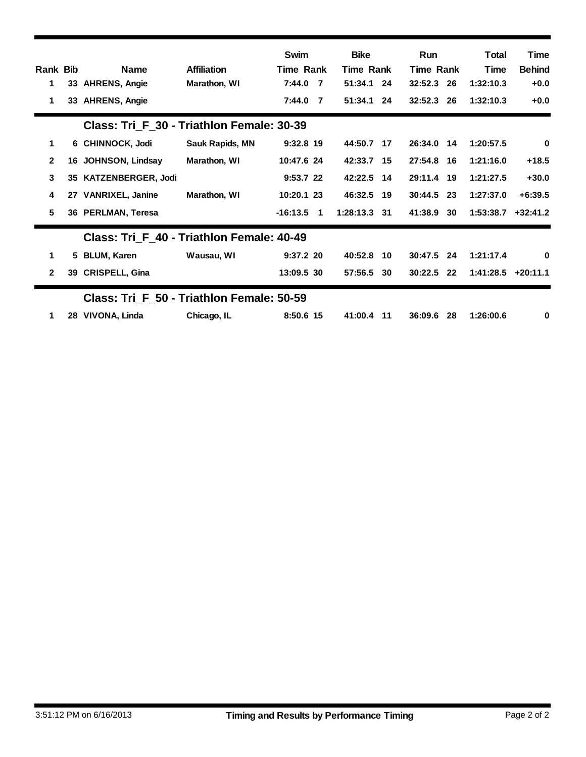| Rank | Bib | Name | Affiliation | Swim Time | Rank | Bike Time | Rank | Run Time | Rank | Total Time | Time Behind |
|---|---|---|---|---|---|---|---|---|---|---|---|
| 1 | 33 | AHRENS, Angie | Marathon, WI | 7:44.0 | 7 | 51:34.1 | 24 | 32:52.3 | 26 | 1:32:10.3 | +0.0 |
| 1 | 33 | AHRENS, Angie | | 7:44.0 | 7 | 51:34.1 | 24 | 32:52.3 | 26 | 1:32:10.3 | +0.0 |

### Class: Tri_F_30 - Triathlon Female: 30-39

| Rank | Bib | Name | Affiliation | Swim Time | Rank | Bike Time | Rank | Run Time | Rank | Total Time | Time Behind |
|---|---|---|---|---|---|---|---|---|---|---|---|
| 1 | 6 | CHINNOCK, Jodi | Sauk Rapids, MN | 9:32.8 | 19 | 44:50.7 | 17 | 26:34.0 | 14 | 1:20:57.5 | 0 |
| 2 | 16 | JOHNSON, Lindsay | Marathon, WI | 10:47.6 | 24 | 42:33.7 | 15 | 27:54.8 | 16 | 1:21:16.0 | +18.5 |
| 3 | 35 | KATZENBERGER, Jodi | | 9:53.7 | 22 | 42:22.5 | 14 | 29:11.4 | 19 | 1:21:27.5 | +30.0 |
| 4 | 27 | VANRIXEL, Janine | Marathon, WI | 10:20.1 | 23 | 46:32.5 | 19 | 30:44.5 | 23 | 1:27:37.0 | +6:39.5 |
| 5 | 36 | PERLMAN, Teresa | | -16:13.5 | 1 | 1:28:13.3 | 31 | 41:38.9 | 30 | 1:53:38.7 | +32:41.2 |

### Class: Tri_F_40 - Triathlon Female: 40-49

| Rank | Bib | Name | Affiliation | Swim Time | Rank | Bike Time | Rank | Run Time | Rank | Total Time | Time Behind |
|---|---|---|---|---|---|---|---|---|---|---|---|
| 1 | 5 | BLUM, Karen | Wausau, WI | 9:37.2 | 20 | 40:52.8 | 10 | 30:47.5 | 24 | 1:21:17.4 | 0 |
| 2 | 39 | CRISPELL, Gina | | 13:09.5 | 30 | 57:56.5 | 30 | 30:22.5 | 22 | 1:41:28.5 | +20:11.1 |

### Class: Tri_F_50 - Triathlon Female: 50-59

| Rank | Bib | Name | Affiliation | Swim Time | Rank | Bike Time | Rank | Run Time | Rank | Total Time | Time Behind |
|---|---|---|---|---|---|---|---|---|---|---|---|
| 1 | 28 | VIVONA, Linda | Chicago, IL | 8:50.6 | 15 | 41:00.4 | 11 | 36:09.6 | 28 | 1:26:00.6 | 0 |

3:51:12 PM on 6/16/2013 — **Timing and Results by Performance Timing**